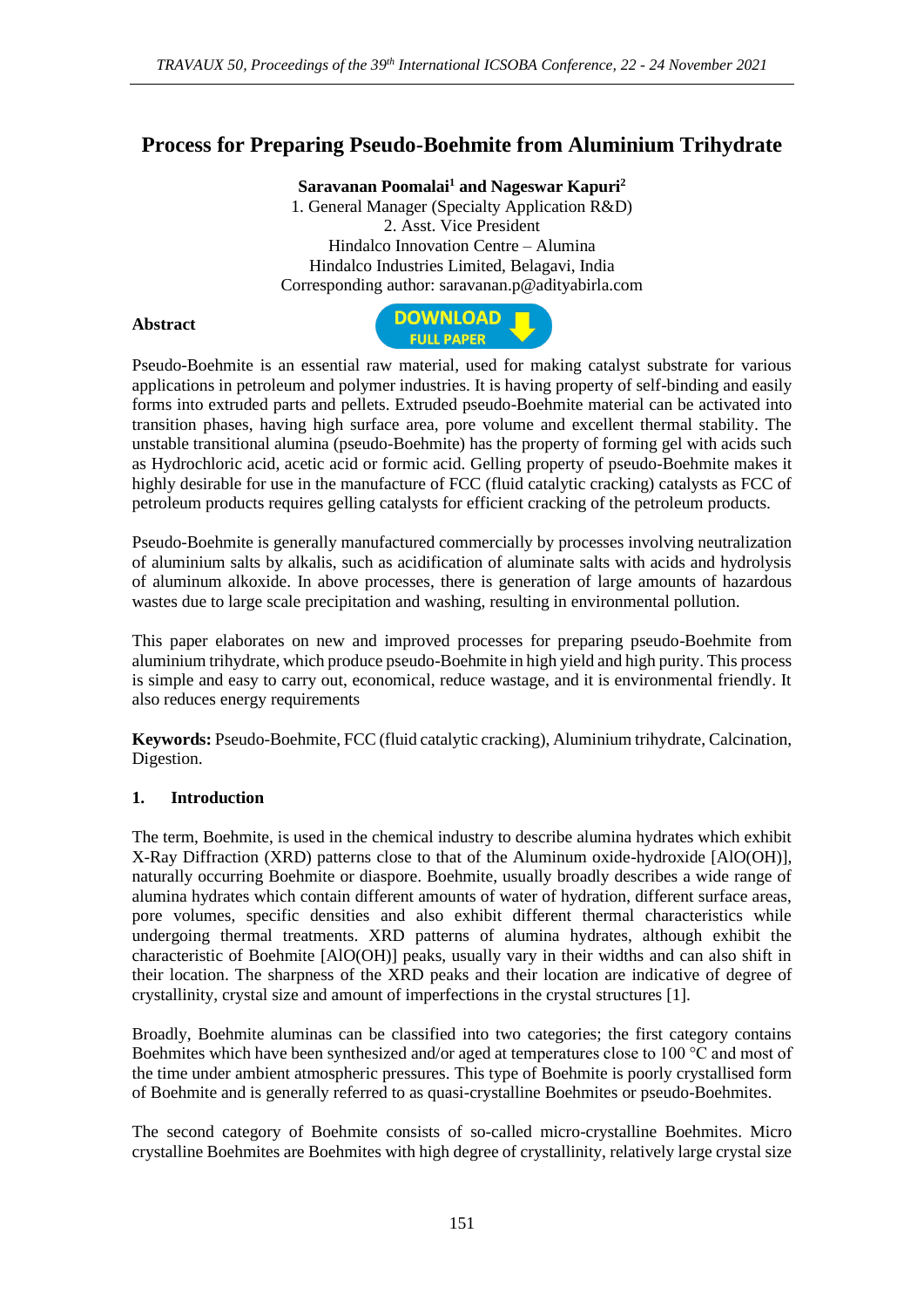# Process for Preparing Pseudo-Boehmite from Aluminium Trihydrate

**Saravanan Poomalai[1] and Nageswar Kapuri[2]**

1. General Manager (Specialty Application R&D)
2. Asst. Vice President

Hindalco Innovation Centre – Alumina
Hindalco Industries Limited, Belagavi, India
Corresponding author: saravanan.p@adityabirla.com

**Abstract**

Pseudo-Boehmite is an essential raw material, used for making catalyst substrate for various applications in petroleum and polymer industries. It is having property of self-binding and easily forms into extruded parts and pellets. Extruded pseudo-Boehmite material can be activated into transition phases, having high surface area, pore volume and excellent thermal stability. The unstable transitional alumina (pseudo-Boehmite) has the property of forming gel with acids such as Hydrochloric acid, acetic acid or formic acid. Gelling property of pseudo-Boehmite makes it highly desirable for use in the manufacture of FCC (fluid catalytic cracking) catalysts as FCC of petroleum products requires gelling catalysts for efficient cracking of the petroleum products.

Pseudo-Boehmite is generally manufactured commercially by processes involving neutralization of aluminium salts by alkalis, such as acidification of aluminate salts with acids and hydrolysis of aluminum alkoxide. In above processes, there is generation of large amounts of hazardous wastes due to large scale precipitation and washing, resulting in environmental pollution.

This paper elaborates on new and improved processes for preparing pseudo-Boehmite from aluminium trihydrate, which produce pseudo-Boehmite in high yield and high purity. This process is simple and easy to carry out, economical, reduce wastage, and it is environmental friendly. It also reduces energy requirements

**Keywords:** Pseudo-Boehmite, FCC (fluid catalytic cracking), Aluminium trihydrate, Calcination, Digestion.

## 1. Introduction

The term, Boehmite, is used in the chemical industry to describe alumina hydrates which exhibit X-Ray Diffraction (XRD) patterns close to that of the Aluminum oxide-hydroxide [AlO(OH)], naturally occurring Boehmite or diaspore. Boehmite, usually broadly describes a wide range of alumina hydrates which contain different amounts of water of hydration, different surface areas, pore volumes, specific densities and also exhibit different thermal characteristics while undergoing thermal treatments. XRD patterns of alumina hydrates, although exhibit the characteristic of Boehmite [AlO(OH)] peaks, usually vary in their widths and can also shift in their location. The sharpness of the XRD peaks and their location are indicative of degree of crystallinity, crystal size and amount of imperfections in the crystal structures [1].

Broadly, Boehmite aluminas can be classified into two categories; the first category contains Boehmites which have been synthesized and/or aged at temperatures close to 100 °C and most of the time under ambient atmospheric pressures. This type of Boehmite is poorly crystallised form of Boehmite and is generally referred to as quasi-crystalline Boehmites or pseudo-Boehmites.

The second category of Boehmite consists of so-called micro-crystalline Boehmites. Micro crystalline Boehmites are Boehmites with high degree of crystallinity, relatively large crystal size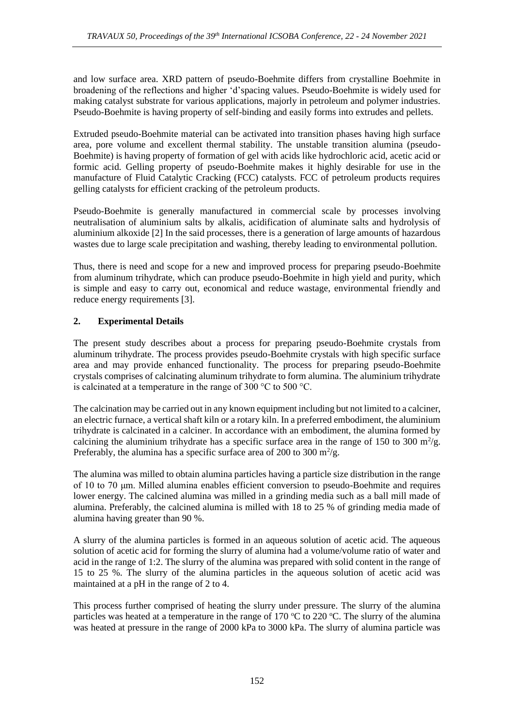and low surface area. XRD pattern of pseudo-Boehmite differs from crystalline Boehmite in broadening of the reflections and higher 'd'spacing values. Pseudo-Boehmite is widely used for making catalyst substrate for various applications, majorly in petroleum and polymer industries. Pseudo-Boehmite is having property of self-binding and easily forms into extrudes and pellets.

Extruded pseudo-Boehmite material can be activated into transition phases having high surface area, pore volume and excellent thermal stability. The unstable transition alumina (pseudo-Boehmite) is having property of formation of gel with acids like hydrochloric acid, acetic acid or formic acid. Gelling property of pseudo-Boehmite makes it highly desirable for use in the manufacture of Fluid Catalytic Cracking (FCC) catalysts. FCC of petroleum products requires gelling catalysts for efficient cracking of the petroleum products.

Pseudo-Boehmite is generally manufactured in commercial scale by processes involving neutralisation of aluminium salts by alkalis, acidification of aluminate salts and hydrolysis of aluminium alkoxide [2] In the said processes, there is a generation of large amounts of hazardous wastes due to large scale precipitation and washing, thereby leading to environmental pollution.

Thus, there is need and scope for a new and improved process for preparing pseudo-Boehmite from aluminum trihydrate, which can produce pseudo-Boehmite in high yield and purity, which is simple and easy to carry out, economical and reduce wastage, environmental friendly and reduce energy requirements [3].

## 2. Experimental Details

The present study describes about a process for preparing pseudo-Boehmite crystals from aluminum trihydrate. The process provides pseudo-Boehmite crystals with high specific surface area and may provide enhanced functionality. The process for preparing pseudo-Boehmite crystals comprises of calcinating aluminum trihydrate to form alumina. The aluminium trihydrate is calcinated at a temperature in the range of 300 °C to 500 °C.

The calcination may be carried out in any known equipment including but not limited to a calciner, an electric furnace, a vertical shaft kiln or a rotary kiln. In a preferred embodiment, the aluminium trihydrate is calcinated in a calciner. In accordance with an embodiment, the alumina formed by calcining the aluminium trihydrate has a specific surface area in the range of 150 to 300 $m^2/g$. Preferably, the alumina has a specific surface area of 200 to 300 $m^2/g$.

The alumina was milled to obtain alumina particles having a particle size distribution in the range of 10 to 70 μm. Milled alumina enables efficient conversion to pseudo-Boehmite and requires lower energy. The calcined alumina was milled in a grinding media such as a ball mill made of alumina. Preferably, the calcined alumina is milled with 18 to 25 % of grinding media made of alumina having greater than 90 %.

A slurry of the alumina particles is formed in an aqueous solution of acetic acid. The aqueous solution of acetic acid for forming the slurry of alumina had a volume/volume ratio of water and acid in the range of 1:2. The slurry of the alumina was prepared with solid content in the range of 15 to 25 %. The slurry of the alumina particles in the aqueous solution of acetic acid was maintained at a pH in the range of 2 to 4.

This process further comprised of heating the slurry under pressure. The slurry of the alumina particles was heated at a temperature in the range of 170 °C to 220 °C. The slurry of the alumina was heated at pressure in the range of 2000 kPa to 3000 kPa. The slurry of alumina particle was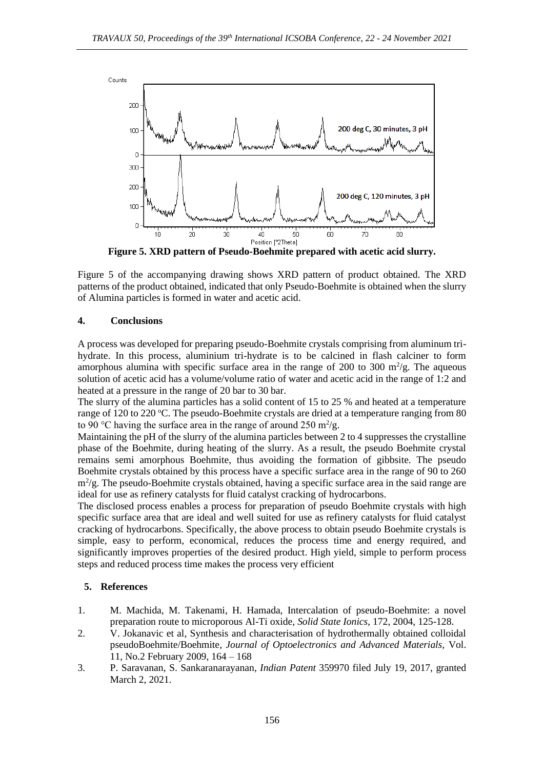Counts

200 deg C, 30 minutes, 3 pH

200 deg C, 120 minutes, 3 pH

Position [°2Theta]

**Figure 5. XRD pattern of Pseudo-Boehmite prepared with acetic acid slurry.**

Figure 5 of the accompanying drawing shows XRD pattern of product obtained. The XRD patterns of the product obtained, indicated that only Pseudo-Boehmite is obtained when the slurry of Alumina particles is formed in water and acetic acid.

## 4. Conclusions

A process was developed for preparing pseudo-Boehmite crystals comprising from aluminum tri-hydrate. In this process, aluminium tri-hydrate is to be calcined in flash calciner to form amorphous alumina with specific surface area in the range of 200 to 300 $m^2/g$. The aqueous solution of acetic acid has a volume/volume ratio of water and acetic acid in the range of 1:2 and heated at a pressure in the range of 20 bar to 30 bar.

The slurry of the alumina particles has a solid content of 15 to 25 % and heated at a temperature range of 120 to 220 °C. The pseudo-Boehmite crystals are dried at a temperature ranging from 80 to 90 °C having the surface area in the range of around 250 $m^2/g$.

Maintaining the pH of the slurry of the alumina particles between 2 to 4 suppresses the crystalline phase of the Boehmite, during heating of the slurry. As a result, the pseudo Boehmite crystal remains semi amorphous Boehmite, thus avoiding the formation of gibbsite. The pseudo Boehmite crystals obtained by this process have a specific surface area in the range of 90 to 260 $m^2/g$. The pseudo-Boehmite crystals obtained, having a specific surface area in the said range are ideal for use as refinery catalysts for fluid catalyst cracking of hydrocarbons.

The disclosed process enables a process for preparation of pseudo Boehmite crystals with high specific surface area that are ideal and well suited for use as refinery catalysts for fluid catalyst cracking of hydrocarbons. Specifically, the above process to obtain pseudo Boehmite crystals is simple, easy to perform, economical, reduces the process time and energy required, and significantly improves properties of the desired product. High yield, simple to perform process steps and reduced process time makes the process very efficient

## 5. References

1. M. Machida, M. Takenami, H. Hamada, Intercalation of pseudo-Boehmite: a novel preparation route to microporous Al-Ti oxide, *Solid State Ionics*, 172, 2004, 125-128.
2. V. Jokanavic et al, Synthesis and characterisation of hydrothermally obtained colloidal pseudoBoehmite/Boehmite, *Journal of Optoelectronics and Advanced Materials*, Vol. 11, No.2 February 2009, 164 – 168
3. P. Saravanan, S. Sankaranarayanan, *Indian Patent* 359970 filed July 19, 2017, granted March 2, 2021.